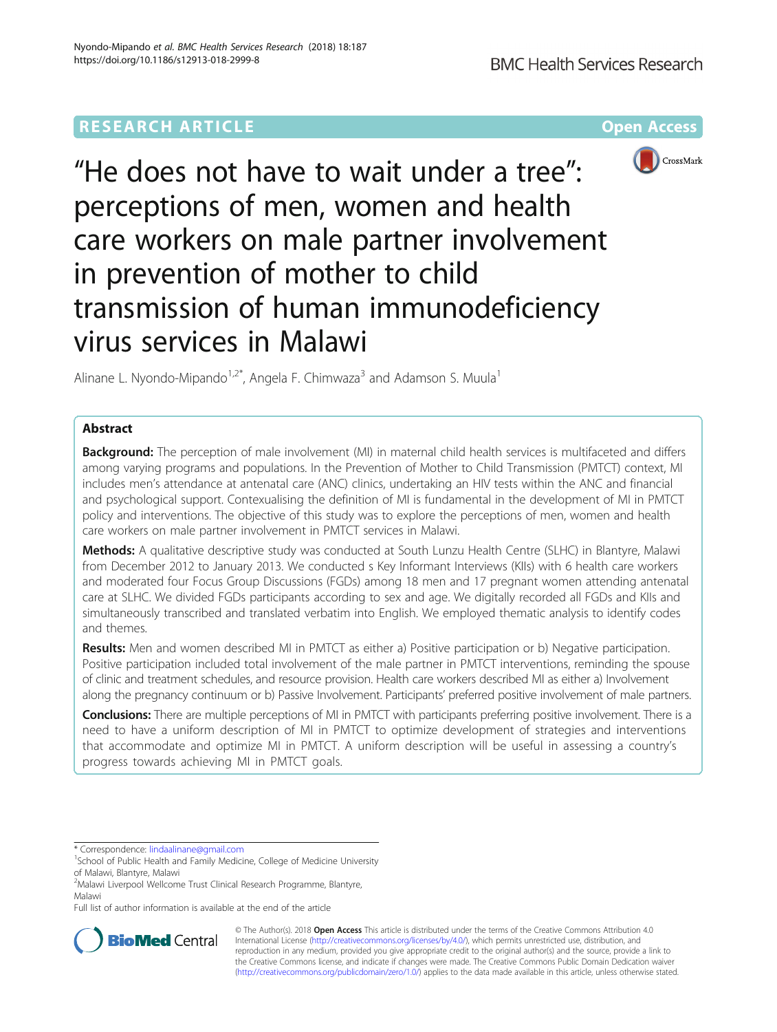RESEARCH ARTICLE

Open Access

# "He does not have to wait under a tree": perceptions of men, women and health care workers on male partner involvement in prevention of mother to child transmission of human immunodeficiency virus services in Malawi

Alinane L. Nyondo-Mipando[1,2*], Angela F. Chimwaza[3] and Adamson S. Muula[1]

## Abstract

**Background:** The perception of male involvement (MI) in maternal child health services is multifaceted and differs among varying programs and populations. In the Prevention of Mother to Child Transmission (PMTCT) context, MI includes men's attendance at antenatal care (ANC) clinics, undertaking an HIV tests within the ANC and financial and psychological support. Contexualising the definition of MI is fundamental in the development of MI in PMTCT policy and interventions. The objective of this study was to explore the perceptions of men, women and health care workers on male partner involvement in PMTCT services in Malawi.

**Methods:** A qualitative descriptive study was conducted at South Lunzu Health Centre (SLHC) in Blantyre, Malawi from December 2012 to January 2013. We conducted s Key Informant Interviews (KIIs) with 6 health care workers and moderated four Focus Group Discussions (FGDs) among 18 men and 17 pregnant women attending antenatal care at SLHC. We divided FGDs participants according to sex and age. We digitally recorded all FGDs and KIIs and simultaneously transcribed and translated verbatim into English. We employed thematic analysis to identify codes and themes.

**Results:** Men and women described MI in PMTCT as either a) Positive participation or b) Negative participation. Positive participation included total involvement of the male partner in PMTCT interventions, reminding the spouse of clinic and treatment schedules, and resource provision. Health care workers described MI as either a) Involvement along the pregnancy continuum or b) Passive Involvement. Participants' preferred positive involvement of male partners.

**Conclusions:** There are multiple perceptions of MI in PMTCT with participants preferring positive involvement. There is a need to have a uniform description of MI in PMTCT to optimize development of strategies and interventions that accommodate and optimize MI in PMTCT. A uniform description will be useful in assessing a country's progress towards achieving MI in PMTCT goals.

---

* Correspondence: lindaalinane@gmail.com
[1]School of Public Health and Family Medicine, College of Medicine University of Malawi, Blantyre, Malawi
[2]Malawi Liverpool Wellcome Trust Clinical Research Programme, Blantyre, Malawi
Full list of author information is available at the end of the article

© The Author(s). 2018 **Open Access** This article is distributed under the terms of the Creative Commons Attribution 4.0 International License (http://creativecommons.org/licenses/by/4.0/), which permits unrestricted use, distribution, and reproduction in any medium, provided you give appropriate credit to the original author(s) and the source, provide a link to the Creative Commons license, and indicate if changes were made. The Creative Commons Public Domain Dedication waiver (http://creativecommons.org/publicdomain/zero/1.0/) applies to the data made available in this article, unless otherwise stated.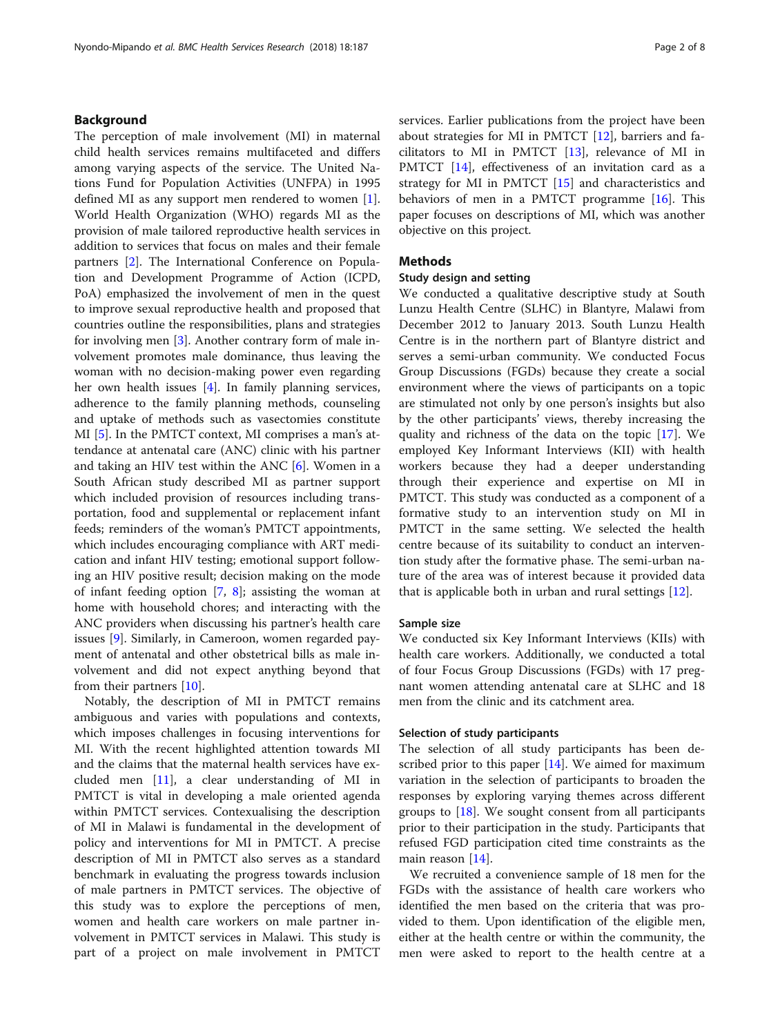## Background

The perception of male involvement (MI) in maternal child health services remains multifaceted and differs among varying aspects of the service. The United Nations Fund for Population Activities (UNFPA) in 1995 defined MI as any support men rendered to women [1]. World Health Organization (WHO) regards MI as the provision of male tailored reproductive health services in addition to services that focus on males and their female partners [2]. The International Conference on Population and Development Programme of Action (ICPD, PoA) emphasized the involvement of men in the quest to improve sexual reproductive health and proposed that countries outline the responsibilities, plans and strategies for involving men [3]. Another contrary form of male involvement promotes male dominance, thus leaving the woman with no decision-making power even regarding her own health issues [4]. In family planning services, adherence to the family planning methods, counseling and uptake of methods such as vasectomies constitute MI [5]. In the PMTCT context, MI comprises a man's attendance at antenatal care (ANC) clinic with his partner and taking an HIV test within the ANC [6]. Women in a South African study described MI as partner support which included provision of resources including transportation, food and supplemental or replacement infant feeds; reminders of the woman's PMTCT appointments, which includes encouraging compliance with ART medication and infant HIV testing; emotional support following an HIV positive result; decision making on the mode of infant feeding option [7, 8]; assisting the woman at home with household chores; and interacting with the ANC providers when discussing his partner's health care issues [9]. Similarly, in Cameroon, women regarded payment of antenatal and other obstetrical bills as male involvement and did not expect anything beyond that from their partners [10].

Notably, the description of MI in PMTCT remains ambiguous and varies with populations and contexts, which imposes challenges in focusing interventions for MI. With the recent highlighted attention towards MI and the claims that the maternal health services have excluded men [11], a clear understanding of MI in PMTCT is vital in developing a male oriented agenda within PMTCT services. Contextualising the description of MI in Malawi is fundamental in the development of policy and interventions for MI in PMTCT. A precise description of MI in PMTCT also serves as a standard benchmark in evaluating the progress towards inclusion of male partners in PMTCT services. The objective of this study was to explore the perceptions of men, women and health care workers on male partner involvement in PMTCT services in Malawi. This study is part of a project on male involvement in PMTCT services. Earlier publications from the project have been about strategies for MI in PMTCT [12], barriers and facilitators to MI in PMTCT [13], relevance of MI in PMTCT [14], effectiveness of an invitation card as a strategy for MI in PMTCT [15] and characteristics and behaviors of men in a PMTCT programme [16]. This paper focuses on descriptions of MI, which was another objective on this project.

## Methods

### Study design and setting

We conducted a qualitative descriptive study at South Lunzu Health Centre (SLHC) in Blantyre, Malawi from December 2012 to January 2013. South Lunzu Health Centre is in the northern part of Blantyre district and serves a semi-urban community. We conducted Focus Group Discussions (FGDs) because they create a social environment where the views of participants on a topic are stimulated not only by one person's insights but also by the other participants' views, thereby increasing the quality and richness of the data on the topic [17]. We employed Key Informant Interviews (KII) with health workers because they had a deeper understanding through their experience and expertise on MI in PMTCT. This study was conducted as a component of a formative study to an intervention study on MI in PMTCT in the same setting. We selected the health centre because of its suitability to conduct an intervention study after the formative phase. The semi-urban nature of the area was of interest because it provided data that is applicable both in urban and rural settings [12].

### Sample size

We conducted six Key Informant Interviews (KIIs) with health care workers. Additionally, we conducted a total of four Focus Group Discussions (FGDs) with 17 pregnant women attending antenatal care at SLHC and 18 men from the clinic and its catchment area.

### Selection of study participants

The selection of all study participants has been described prior to this paper [14]. We aimed for maximum variation in the selection of participants to broaden the responses by exploring varying themes across different groups to [18]. We sought consent from all participants prior to their participation in the study. Participants that refused FGD participation cited time constraints as the main reason [14].

We recruited a convenience sample of 18 men for the FGDs with the assistance of health care workers who identified the men based on the criteria that was provided to them. Upon identification of the eligible men, either at the health centre or within the community, the men were asked to report to the health centre at a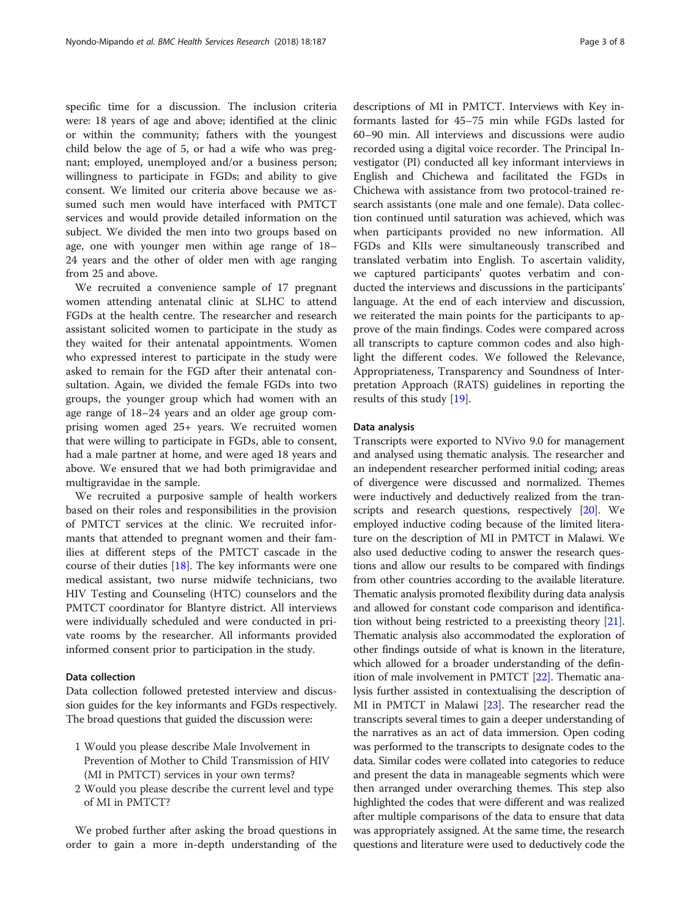specific time for a discussion. The inclusion criteria were: 18 years of age and above; identified at the clinic or within the community; fathers with the youngest child below the age of 5, or had a wife who was pregnant; employed, unemployed and/or a business person; willingness to participate in FGDs; and ability to give consent. We limited our criteria above because we assumed such men would have interfaced with PMTCT services and would provide detailed information on the subject. We divided the men into two groups based on age, one with younger men within age range of 18–24 years and the other of older men with age ranging from 25 and above.

We recruited a convenience sample of 17 pregnant women attending antenatal clinic at SLHC to attend FGDs at the health centre. The researcher and research assistant solicited women to participate in the study as they waited for their antenatal appointments. Women who expressed interest to participate in the study were asked to remain for the FGD after their antenatal consultation. Again, we divided the female FGDs into two groups, the younger group which had women with an age range of 18–24 years and an older age group comprising women aged 25+ years. We recruited women that were willing to participate in FGDs, able to consent, had a male partner at home, and were aged 18 years and above. We ensured that we had both primigravidae and multigravidae in the sample.

We recruited a purposive sample of health workers based on their roles and responsibilities in the provision of PMTCT services at the clinic. We recruited informants that attended to pregnant women and their families at different steps of the PMTCT cascade in the course of their duties [18]. The key informants were one medical assistant, two nurse midwife technicians, two HIV Testing and Counseling (HTC) counselors and the PMTCT coordinator for Blantyre district. All interviews were individually scheduled and were conducted in private rooms by the researcher. All informants provided informed consent prior to participation in the study.

#### Data collection

Data collection followed pretested interview and discussion guides for the key informants and FGDs respectively. The broad questions that guided the discussion were:

1. Would you please describe Male Involvement in Prevention of Mother to Child Transmission of HIV (MI in PMTCT) services in your own terms?
2. Would you please describe the current level and type of MI in PMTCT?

We probed further after asking the broad questions in order to gain a more in-depth understanding of the descriptions of MI in PMTCT. Interviews with Key informants lasted for 45–75 min while FGDs lasted for 60–90 min. All interviews and discussions were audio recorded using a digital voice recorder. The Principal Investigator (PI) conducted all key informant interviews in English and Chichewa and facilitated the FGDs in Chichewa with assistance from two protocol-trained research assistants (one male and one female). Data collection continued until saturation was achieved, which was when participants provided no new information. All FGDs and KIIs were simultaneously transcribed and translated verbatim into English. To ascertain validity, we captured participants' quotes verbatim and conducted the interviews and discussions in the participants' language. At the end of each interview and discussion, we reiterated the main points for the participants to approve of the main findings. Codes were compared across all transcripts to capture common codes and also highlight the different codes. We followed the Relevance, Appropriateness, Transparency and Soundness of Interpretation Approach (RATS) guidelines in reporting the results of this study [19].

#### Data analysis

Transcripts were exported to NVivo 9.0 for management and analysed using thematic analysis. The researcher and an independent researcher performed initial coding; areas of divergence were discussed and normalized. Themes were inductively and deductively realized from the transcripts and research questions, respectively [20]. We employed inductive coding because of the limited literature on the description of MI in PMTCT in Malawi. We also used deductive coding to answer the research questions and allow our results to be compared with findings from other countries according to the available literature. Thematic analysis promoted flexibility during data analysis and allowed for constant code comparison and identification without being restricted to a preexisting theory [21]. Thematic analysis also accommodated the exploration of other findings outside of what is known in the literature, which allowed for a broader understanding of the definition of male involvement in PMTCT [22]. Thematic analysis further assisted in contextualising the description of MI in PMTCT in Malawi [23]. The researcher read the transcripts several times to gain a deeper understanding of the narratives as an act of data immersion. Open coding was performed to the transcripts to designate codes to the data. Similar codes were collated into categories to reduce and present the data in manageable segments which were then arranged under overarching themes. This step also highlighted the codes that were different and was realized after multiple comparisons of the data to ensure that data was appropriately assigned. At the same time, the research questions and literature were used to deductively code the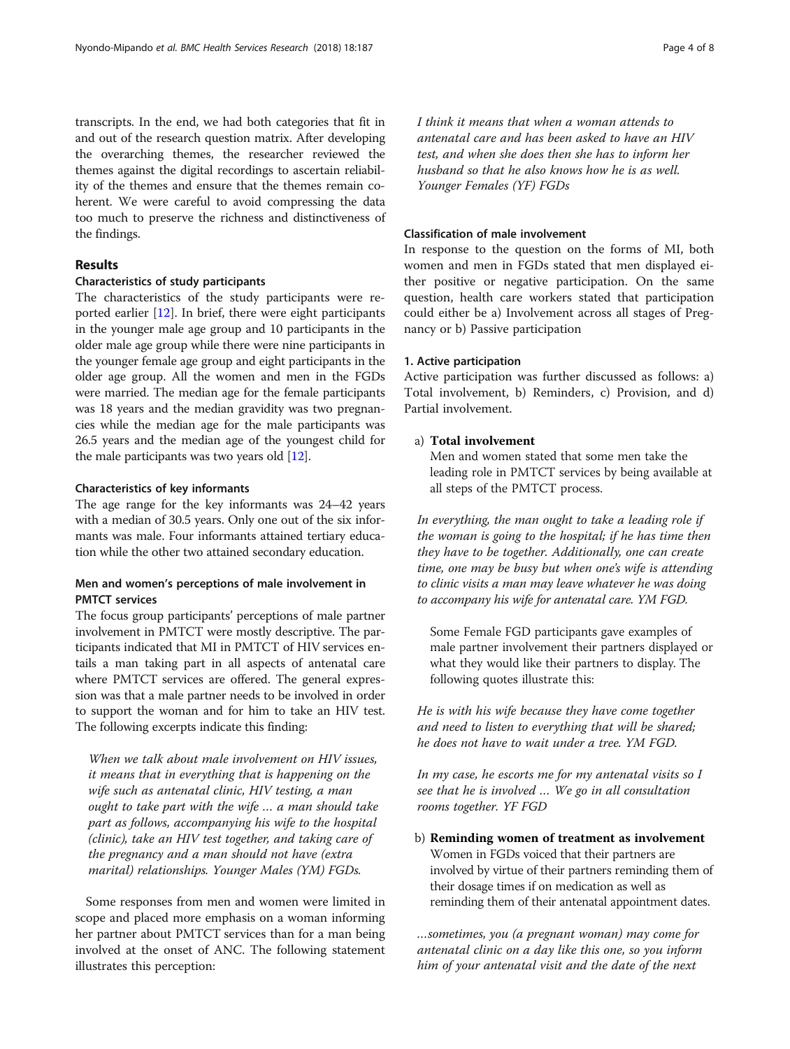transcripts. In the end, we had both categories that fit in and out of the research question matrix. After developing the overarching themes, the researcher reviewed the themes against the digital recordings to ascertain reliability of the themes and ensure that the themes remain coherent. We were careful to avoid compressing the data too much to preserve the richness and distinctiveness of the findings.

## Results

### Characteristics of study participants

The characteristics of the study participants were reported earlier [12]. In brief, there were eight participants in the younger male age group and 10 participants in the older male age group while there were nine participants in the younger female age group and eight participants in the older age group. All the women and men in the FGDs were married. The median age for the female participants was 18 years and the median gravidity was two pregnancies while the median age for the male participants was 26.5 years and the median age of the youngest child for the male participants was two years old [12].

### Characteristics of key informants

The age range for the key informants was 24–42 years with a median of 30.5 years. Only one out of the six informants was male. Four informants attained tertiary education while the other two attained secondary education.

### Men and women's perceptions of male involvement in PMTCT services

The focus group participants' perceptions of male partner involvement in PMTCT were mostly descriptive. The participants indicated that MI in PMTCT of HIV services entails a man taking part in all aspects of antenatal care where PMTCT services are offered. The general expression was that a male partner needs to be involved in order to support the woman and for him to take an HIV test. The following excerpts indicate this finding:

> *When we talk about male involvement on HIV issues, it means that in everything that is happening on the wife such as antenatal clinic, HIV testing, a man ought to take part with the wife … a man should take part as follows, accompanying his wife to the hospital (clinic), take an HIV test together, and taking care of the pregnancy and a man should not have (extra marital) relationships. Younger Males (YM) FGDs.*

Some responses from men and women were limited in scope and placed more emphasis on a woman informing her partner about PMTCT services than for a man being involved at the onset of ANC. The following statement illustrates this perception:

> *I think it means that when a woman attends to antenatal care and has been asked to have an HIV test, and when she does then she has to inform her husband so that he also knows how he is as well. Younger Females (YF) FGDs*

### Classification of male involvement

In response to the question on the forms of MI, both women and men in FGDs stated that men displayed either positive or negative participation. On the same question, health care workers stated that participation could either be a) Involvement across all stages of Pregnancy or b) Passive participation

#### 1. Active participation

Active participation was further discussed as follows: a) Total involvement, b) Reminders, c) Provision, and d) Partial involvement.

a) **Total involvement**

Men and women stated that some men take the leading role in PMTCT services by being available at all steps of the PMTCT process.

> *In everything, the man ought to take a leading role if the woman is going to the hospital; if he has time then they have to be together. Additionally, one can create time, one may be busy but when one's wife is attending to clinic visits a man may leave whatever he was doing to accompany his wife for antenatal care. YM FGD.*

Some Female FGD participants gave examples of male partner involvement their partners displayed or what they would like their partners to display. The following quotes illustrate this:

> *He is with his wife because they have come together and need to listen to everything that will be shared; he does not have to wait under a tree. YM FGD.*

> *In my case, he escorts me for my antenatal visits so I see that he is involved … We go in all consultation rooms together. YF FGD*

b) **Reminding women of treatment as involvement**

Women in FGDs voiced that their partners are involved by virtue of their partners reminding them of their dosage times if on medication as well as reminding them of their antenatal appointment dates.

> *…sometimes, you (a pregnant woman) may come for antenatal clinic on a day like this one, so you inform him of your antenatal visit and the date of the next*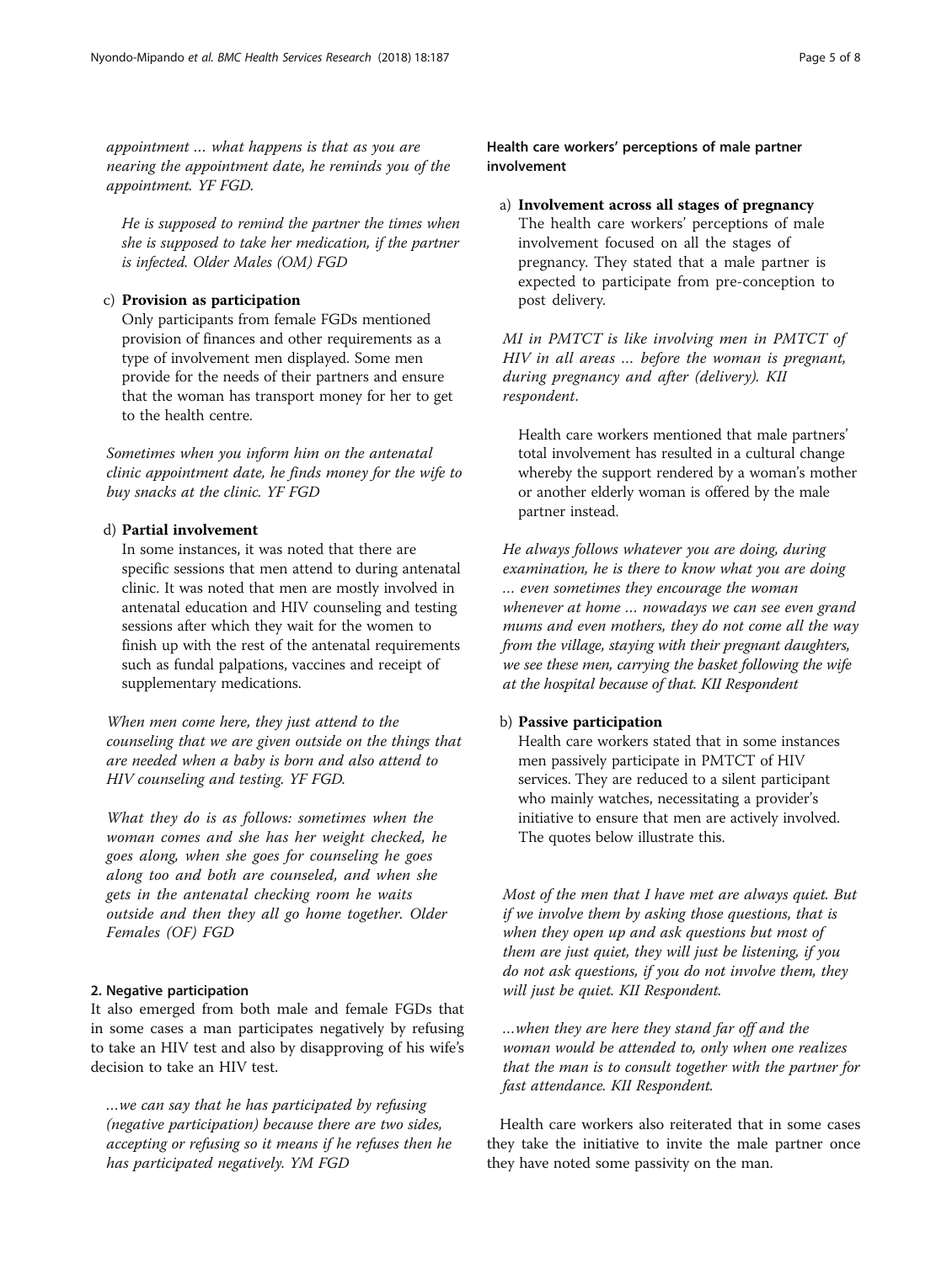*appointment … what happens is that as you are nearing the appointment date, he reminds you of the appointment. YF FGD.*

*He is supposed to remind the partner the times when she is supposed to take her medication, if the partner is infected. Older Males (OM) FGD*

c) **Provision as participation**

Only participants from female FGDs mentioned provision of finances and other requirements as a type of involvement men displayed. Some men provide for the needs of their partners and ensure that the woman has transport money for her to get to the health centre.

*Sometimes when you inform him on the antenatal clinic appointment date, he finds money for the wife to buy snacks at the clinic. YF FGD*

d) **Partial involvement**

In some instances, it was noted that there are specific sessions that men attend to during antenatal clinic. It was noted that men are mostly involved in antenatal education and HIV counseling and testing sessions after which they wait for the women to finish up with the rest of the antenatal requirements such as fundal palpations, vaccines and receipt of supplementary medications.

*When men come here, they just attend to the counseling that we are given outside on the things that are needed when a baby is born and also attend to HIV counseling and testing. YF FGD.*

*What they do is as follows: sometimes when the woman comes and she has her weight checked, he goes along, when she goes for counseling he goes along too and both are counseled, and when she gets in the antenatal checking room he waits outside and then they all go home together. Older Females (OF) FGD*

#### 2. Negative participation

It also emerged from both male and female FGDs that in some cases a man participates negatively by refusing to take an HIV test and also by disapproving of his wife's decision to take an HIV test.

*…we can say that he has participated by refusing (negative participation) because there are two sides, accepting or refusing so it means if he refuses then he has participated negatively. YM FGD*

#### Health care workers' perceptions of male partner involvement

a) **Involvement across all stages of pregnancy**

The health care workers' perceptions of male involvement focused on all the stages of pregnancy. They stated that a male partner is expected to participate from pre-conception to post delivery.

*MI in PMTCT is like involving men in PMTCT of HIV in all areas … before the woman is pregnant, during pregnancy and after (delivery). KII respondent*.

Health care workers mentioned that male partners' total involvement has resulted in a cultural change whereby the support rendered by a woman's mother or another elderly woman is offered by the male partner instead.

*He always follows whatever you are doing, during examination, he is there to know what you are doing … even sometimes they encourage the woman whenever at home … nowadays we can see even grand mums and even mothers, they do not come all the way from the village, staying with their pregnant daughters, we see these men, carrying the basket following the wife at the hospital because of that. KII Respondent*

b) **Passive participation**

Health care workers stated that in some instances men passively participate in PMTCT of HIV services. They are reduced to a silent participant who mainly watches, necessitating a provider's initiative to ensure that men are actively involved. The quotes below illustrate this.

*Most of the men that I have met are always quiet. But if we involve them by asking those questions, that is when they open up and ask questions but most of them are just quiet, they will just be listening, if you do not ask questions, if you do not involve them, they will just be quiet. KII Respondent.*

*…when they are here they stand far off and the woman would be attended to, only when one realizes that the man is to consult together with the partner for fast attendance. KII Respondent.*

Health care workers also reiterated that in some cases they take the initiative to invite the male partner once they have noted some passivity on the man.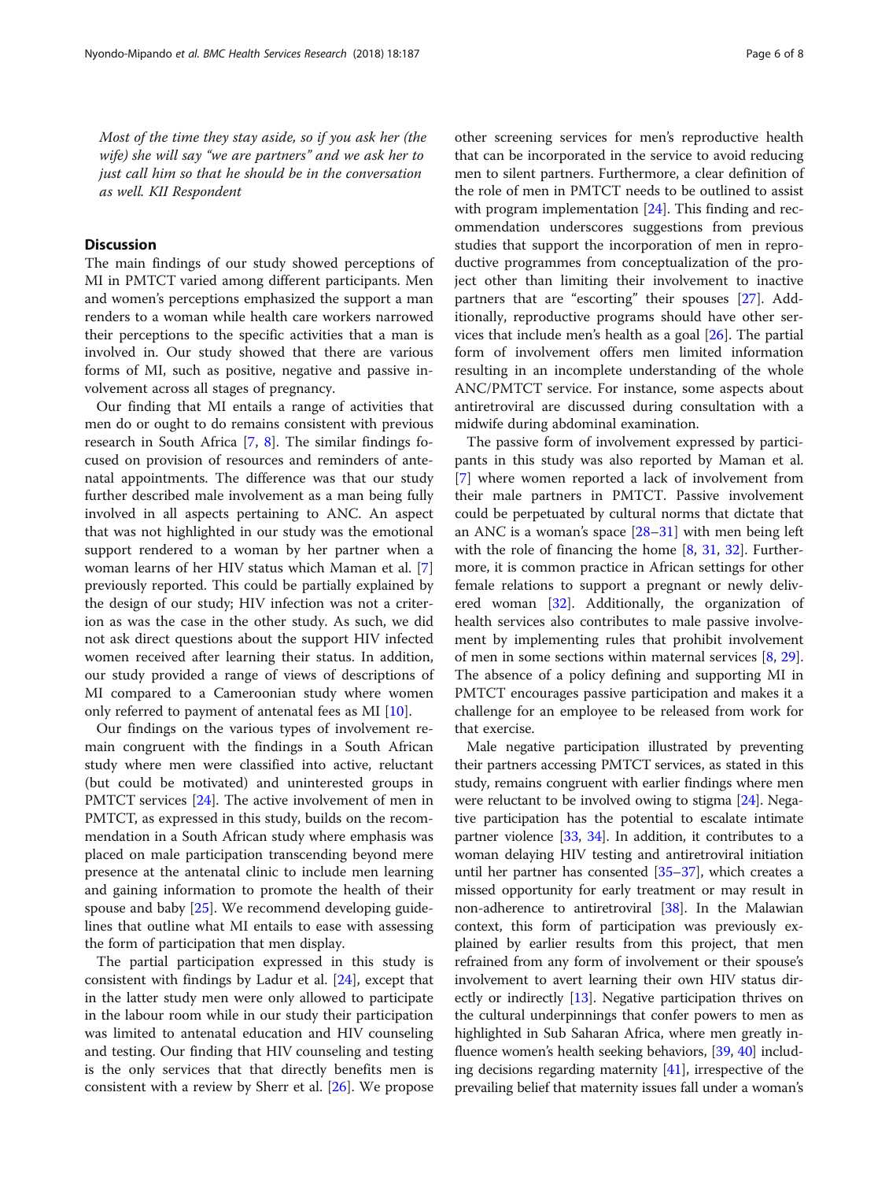*Most of the time they stay aside, so if you ask her (the wife) she will say "we are partners" and we ask her to just call him so that he should be in the conversation as well. KII Respondent*

## Discussion

The main findings of our study showed perceptions of MI in PMTCT varied among different participants. Men and women's perceptions emphasized the support a man renders to a woman while health care workers narrowed their perceptions to the specific activities that a man is involved in. Our study showed that there are various forms of MI, such as positive, negative and passive involvement across all stages of pregnancy.

Our finding that MI entails a range of activities that men do or ought to do remains consistent with previous research in South Africa [7, 8]. The similar findings focused on provision of resources and reminders of antenatal appointments. The difference was that our study further described male involvement as a man being fully involved in all aspects pertaining to ANC. An aspect that was not highlighted in our study was the emotional support rendered to a woman by her partner when a woman learns of her HIV status which Maman et al. [7] previously reported. This could be partially explained by the design of our study; HIV infection was not a criterion as was the case in the other study. As such, we did not ask direct questions about the support HIV infected women received after learning their status. In addition, our study provided a range of views of descriptions of MI compared to a Cameroonian study where women only referred to payment of antenatal fees as MI [10].

Our findings on the various types of involvement remain congruent with the findings in a South African study where men were classified into active, reluctant (but could be motivated) and uninterested groups in PMTCT services [24]. The active involvement of men in PMTCT, as expressed in this study, builds on the recommendation in a South African study where emphasis was placed on male participation transcending beyond mere presence at the antenatal clinic to include men learning and gaining information to promote the health of their spouse and baby [25]. We recommend developing guidelines that outline what MI entails to ease with assessing the form of participation that men display.

The partial participation expressed in this study is consistent with findings by Ladur et al. [24], except that in the latter study men were only allowed to participate in the labour room while in our study their participation was limited to antenatal education and HIV counseling and testing. Our finding that HIV counseling and testing is the only services that that directly benefits men is consistent with a review by Sherr et al. [26]. We propose other screening services for men's reproductive health that can be incorporated in the service to avoid reducing men to silent partners. Furthermore, a clear definition of the role of men in PMTCT needs to be outlined to assist with program implementation [24]. This finding and recommendation underscores suggestions from previous studies that support the incorporation of men in reproductive programmes from conceptualization of the project other than limiting their involvement to inactive partners that are "escorting" their spouses [27]. Additionally, reproductive programs should have other services that include men's health as a goal [26]. The partial form of involvement offers men limited information resulting in an incomplete understanding of the whole ANC/PMTCT service. For instance, some aspects about antiretroviral are discussed during consultation with a midwife during abdominal examination.

The passive form of involvement expressed by participants in this study was also reported by Maman et al. [7] where women reported a lack of involvement from their male partners in PMTCT. Passive involvement could be perpetuated by cultural norms that dictate that an ANC is a woman's space [28–31] with men being left with the role of financing the home [8, 31, 32]. Furthermore, it is common practice in African settings for other female relations to support a pregnant or newly delivered woman [32]. Additionally, the organization of health services also contributes to male passive involvement by implementing rules that prohibit involvement of men in some sections within maternal services [8, 29]. The absence of a policy defining and supporting MI in PMTCT encourages passive participation and makes it a challenge for an employee to be released from work for that exercise.

Male negative participation illustrated by preventing their partners accessing PMTCT services, as stated in this study, remains congruent with earlier findings where men were reluctant to be involved owing to stigma [24]. Negative participation has the potential to escalate intimate partner violence [33, 34]. In addition, it contributes to a woman delaying HIV testing and antiretroviral initiation until her partner has consented [35–37], which creates a missed opportunity for early treatment or may result in non-adherence to antiretroviral [38]. In the Malawian context, this form of participation was previously explained by earlier results from this project, that men refrained from any form of involvement or their spouse's involvement to avert learning their own HIV status directly or indirectly [13]. Negative participation thrives on the cultural underpinnings that confer powers to men as highlighted in Sub Saharan Africa, where men greatly influence women's health seeking behaviors, [39, 40] including decisions regarding maternity [41], irrespective of the prevailing belief that maternity issues fall under a woman's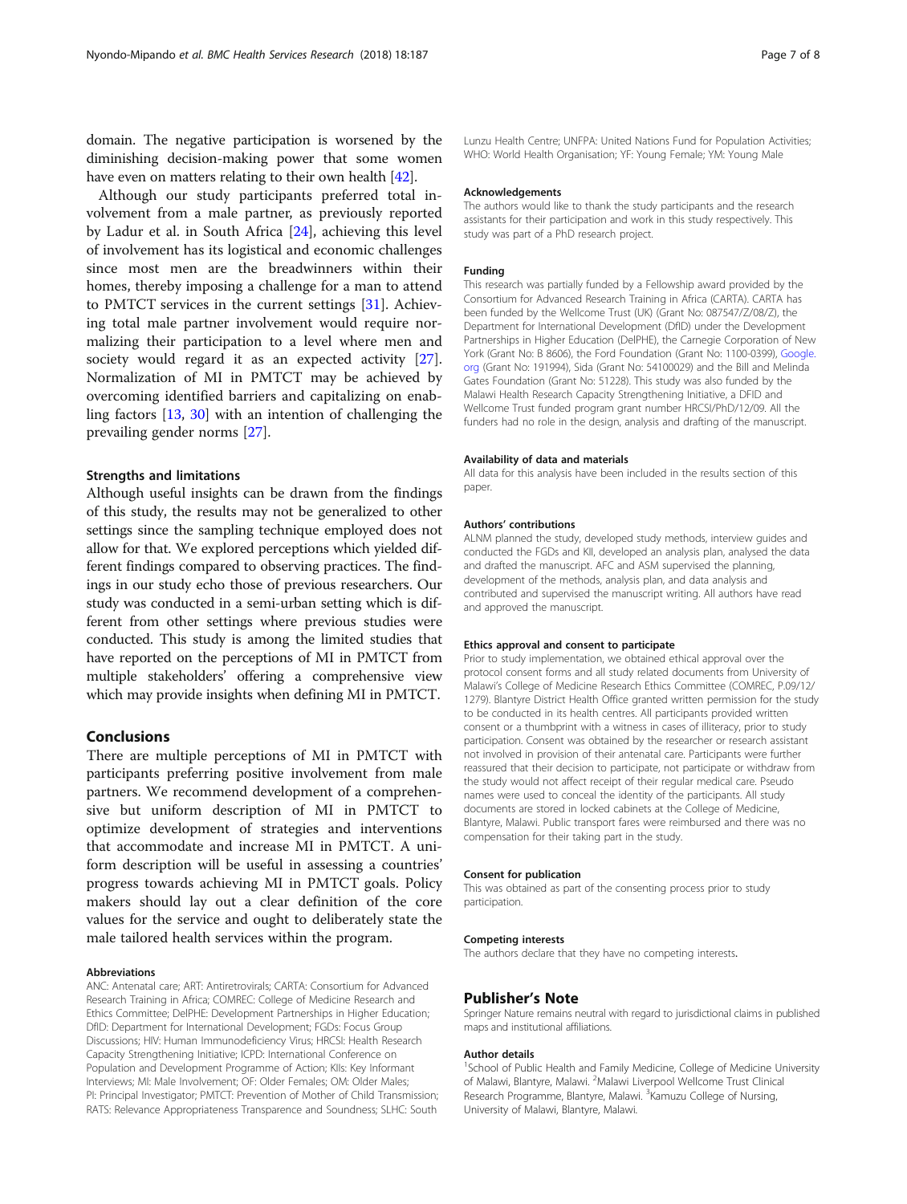domain. The negative participation is worsened by the diminishing decision-making power that some women have even on matters relating to their own health [42].

Although our study participants preferred total involvement from a male partner, as previously reported by Ladur et al. in South Africa [24], achieving this level of involvement has its logistical and economic challenges since most men are the breadwinners within their homes, thereby imposing a challenge for a man to attend to PMTCT services in the current settings [31]. Achieving total male partner involvement would require normalizing their participation to a level where men and society would regard it as an expected activity [27]. Normalization of MI in PMTCT may be achieved by overcoming identified barriers and capitalizing on enabling factors [13, 30] with an intention of challenging the prevailing gender norms [27].

### Strengths and limitations

Although useful insights can be drawn from the findings of this study, the results may not be generalized to other settings since the sampling technique employed does not allow for that. We explored perceptions which yielded different findings compared to observing practices. The findings in our study echo those of previous researchers. Our study was conducted in a semi-urban setting which is different from other settings where previous studies were conducted. This study is among the limited studies that have reported on the perceptions of MI in PMTCT from multiple stakeholders' offering a comprehensive view which may provide insights when defining MI in PMTCT.

## Conclusions

There are multiple perceptions of MI in PMTCT with participants preferring positive involvement from male partners. We recommend development of a comprehensive but uniform description of MI in PMTCT to optimize development of strategies and interventions that accommodate and increase MI in PMTCT. A uniform description will be useful in assessing a countries' progress towards achieving MI in PMTCT goals. Policy makers should lay out a clear definition of the core values for the service and ought to deliberately state the male tailored health services within the program.

#### Abbreviations

ANC: Antenatal care; ART: Antiretrovirals; CARTA: Consortium for Advanced Research Training in Africa; COMREC: College of Medicine Research and Ethics Committee; DelPHE: Development Partnerships in Higher Education; DfID: Department for International Development; FGDs: Focus Group Discussions; HIV: Human Immunodeficiency Virus; HRCSI: Health Research Capacity Strengthening Initiative; ICPD: International Conference on Population and Development Programme of Action; KIIs: Key Informant Interviews; MI: Male Involvement; OF: Older Females; OM: Older Males; PI: Principal Investigator; PMTCT: Prevention of Mother of Child Transmission; RATS: Relevance Appropriateness Transparence and Soundness; SLHC: South Lunzu Health Centre; UNFPA: United Nations Fund for Population Activities; WHO: World Health Organisation; YF: Young Female; YM: Young Male

#### Acknowledgements

The authors would like to thank the study participants and the research assistants for their participation and work in this study respectively. This study was part of a PhD research project.

#### Funding

This research was partially funded by a Fellowship award provided by the Consortium for Advanced Research Training in Africa (CARTA). CARTA has been funded by the Wellcome Trust (UK) (Grant No: 087547/Z/08/Z), the Department for International Development (DfID) under the Development Partnerships in Higher Education (DelPHE), the Carnegie Corporation of New York (Grant No: B 8606), the Ford Foundation (Grant No: 1100-0399), Google.org (Grant No: 191994), Sida (Grant No: 54100029) and the Bill and Melinda Gates Foundation (Grant No: 51228). This study was also funded by the Malawi Health Research Capacity Strengthening Initiative, a DFID and Wellcome Trust funded program grant number HRCSI/PhD/12/09. All the funders had no role in the design, analysis and drafting of the manuscript.

#### Availability of data and materials

All data for this analysis have been included in the results section of this paper.

#### Authors' contributions

ALNM planned the study, developed study methods, interview guides and conducted the FGDs and KII, developed an analysis plan, analysed the data and drafted the manuscript. AFC and ASM supervised the planning, development of the methods, analysis plan, and data analysis and contributed and supervised the manuscript writing. All authors have read and approved the manuscript.

#### Ethics approval and consent to participate

Prior to study implementation, we obtained ethical approval over the protocol consent forms and all study related documents from University of Malawi's College of Medicine Research Ethics Committee (COMREC, P.09/12/1279). Blantyre District Health Office granted written permission for the study to be conducted in its health centres. All participants provided written consent or a thumbprint with a witness in cases of illiteracy, prior to study participation. Consent was obtained by the researcher or research assistant not involved in provision of their antenatal care. Participants were further reassured that their decision to participate, not participate or withdraw from the study would not affect receipt of their regular medical care. Pseudo names were used to conceal the identity of the participants. All study documents are stored in locked cabinets at the College of Medicine, Blantyre, Malawi. Public transport fares were reimbursed and there was no compensation for their taking part in the study.

#### Consent for publication

This was obtained as part of the consenting process prior to study participation.

#### Competing interests

The authors declare that they have no competing interests.

## Publisher's Note

Springer Nature remains neutral with regard to jurisdictional claims in published maps and institutional affiliations.

#### Author details

[1]School of Public Health and Family Medicine, College of Medicine University of Malawi, Blantyre, Malawi. [2]Malawi Liverpool Wellcome Trust Clinical Research Programme, Blantyre, Malawi. [3]Kamuzu College of Nursing, University of Malawi, Blantyre, Malawi.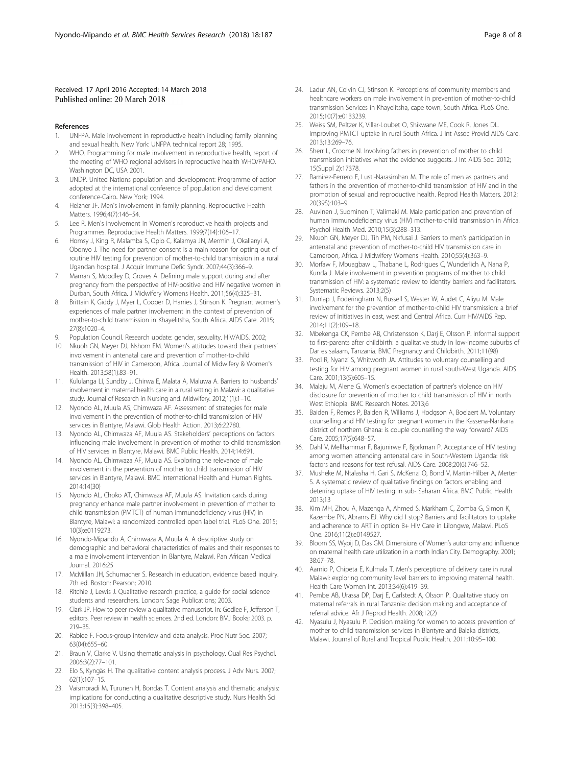Received: 17 April 2016 Accepted: 14 March 2018
Published online: 20 March 2018

## References

1. UNFPA. Male involvement in reproductive health including family planning and sexual health. New York: UNFPA technical report 28; 1995.
2. WHO. Programming for male involvement in reproductive health, report of the meeting of WHO regional advisers in reproductive health WHO/PAHO. Washington DC, USA 2001.
3. UNDP. United Nations population and development: Programme of action adopted at the international conference of population and development conference-Cairo. New York; 1994.
4. Helzner JF. Men's involvement in family planning. Reproductive Health Matters. 1996;4(7):146–54.
5. Lee R. Men's involvement in Women's reproductive health projects and Programmes. Reproductive Health Matters. 1999;7(14):106–17.
6. Homsy J, King R, Malamba S, Opio C, Kalamya JN, Mermin J, Okallanyi A, Obonyo J. The need for partner consent is a main reason for opting out of routine HIV testing for prevention of mother-to-child transmission in a rural Ugandan hospital. J Acquir Immune Defic Syndr. 2007;44(3):366–9.
7. Maman S, Moodley D, Groves A. Defining male support during and after pregnancy from the perspective of HIV-positive and HIV negative women in Durban, South Africa. J Midwifery Womens Health. 2011;56(4):325–31.
8. Brittain K, Giddy J, Myer L, Cooper D, Harries J, Stinson K. Pregnant women's experiences of male partner involvement in the context of prevention of mother-to-child transmission in Khayelitsha, South Africa. AIDS Care. 2015; 27(8):1020–4.
9. Population Council. Research update: gender, sexuality. HIV/AIDS. 2002;
10. Nkuoh GN, Meyer DJ, Nshom EM. Women's attitudes toward their partners' involvement in antenatal care and prevention of mother-to-child transmission of HIV in Cameroon, Africa. Journal of Midwifery & Women's Health. 2013;58(1):83–91.
11. Kululanga LI, Sundby J, Chirwa E, Malata A, Maluwa A. Barriers to husbands' involvement in maternal health care in a rural setting in Malawi: a qualitative study. Journal of Research in Nursing and. Midwifery. 2012;1(1):1–10.
12. Nyondo AL, Muula AS, Chimwaza AF. Assessment of strategies for male involvement in the prevention of mother-to-child transmission of HIV services in Blantyre, Malawi. Glob Health Action. 2013;6:22780.
13. Nyondo AL, Chimwaza AF, Muula AS. Stakeholders' perceptions on factors influencing male involvement in prevention of mother to child transmission of HIV services in Blantyre, Malawi. BMC Public Health. 2014;14:691.
14. Nyondo AL, Chimwaza AF, Muula AS. Exploring the relevance of male involvement in the prevention of mother to child transmission of HIV services in Blantyre, Malawi. BMC International Health and Human Rights. 2014;14(30)
15. Nyondo AL, Choko AT, Chimwaza AF, Muula AS. Invitation cards during pregnancy enhance male partner involvement in prevention of mother to child transmission (PMTCT) of human immunodeficiency virus (HIV) in Blantyre, Malawi: a randomized controlled open label trial. PLoS One. 2015; 10(3):e0119273.
16. Nyondo-Mipando A, Chimwaza A, Muula A. A descriptive study on demographic and behavioral characteristics of males and their responses to a male involvement intervention in Blantyre, Malawi. Pan African Medical Journal. 2016;25
17. McMillan JH, Schumacher S. Research in education, evidence based inquiry. 7th ed. Boston: Pearson; 2010.
18. Ritchie J, Lewis J. Qualitative research practice, a guide for social science students and researchers. London: Sage Publications; 2003.
19. Clark JP. How to peer review a qualitative manuscript. In: Godlee F, Jefferson T, editors. Peer review in health sciences. 2nd ed. London: BMJ Books; 2003. p. 219–35.
20. Rabiee F. Focus-group interview and data analysis. Proc Nutr Soc. 2007; 63(04):655–60.
21. Braun V, Clarke V. Using thematic analysis in psychology. Qual Res Psychol. 2006;3(2):77–101.
22. Elo S, Kyngäs H. The qualitative content analysis process. J Adv Nurs. 2007; 62(1):107–15.
23. Vaismoradi M, Turunen H, Bondas T. Content analysis and thematic analysis: implications for conducting a qualitative descriptive study. Nurs Health Sci. 2013;15(3):398–405.
24. Ladur AN, Colvin CJ, Stinson K. Perceptions of community members and healthcare workers on male involvement in prevention of mother-to-child transmission Services in Khayelitsha, cape town, South Africa. PLoS One. 2015;10(7):e0133239.
25. Weiss SM, Peltzer K, Villar-Loubet O, Shikwane ME, Cook R, Jones DL. Improving PMTCT uptake in rural South Africa. J Int Assoc Provid AIDS Care. 2013;13:269–76.
26. Sherr L, Croome N. Involving fathers in prevention of mother to child transmission initiatives what the evidence suggests. J Int AIDS Soc. 2012; 15(Suppl 2):17378.
27. Ramirez-Ferrero E, Lusti-Narasimhan M. The role of men as partners and fathers in the prevention of mother-to-child transmission of HIV and in the promotion of sexual and reproductive health. Reprod Health Matters. 2012; 20(39S):103–9.
28. Auvinen J, Suominen T, Valimaki M. Male participation and prevention of human immunodeficiency virus (HIV) mother-to-child transmission in Africa. Psychol Health Med. 2010;15(3):288–313.
29. Nkuoh GN, Meyer DJ, Tih PM, Nkfusai J. Barriers to men's participation in antenatal and prevention of mother-to-child HIV transmission care in Cameroon, Africa. J Midwifery Womens Health. 2010;55(4):363–9.
30. Morfaw F, Mbuagbaw L, Thabane L, Rodrigues C, Wunderlich A, Nana P, Kunda J. Male involvement in prevention programs of mother to child transmission of HIV: a systematic review to identity barriers and facilitators. Systematic Reviews. 2013;2(5)
31. Dunlap J, Foderingham N, Bussell S, Wester W, Audet C, Aliyu M. Male involvement for the prevention of mother-to-child HIV transmission: a brief review of initiatives in east, west and Central Africa. Curr HIV/AIDS Rep. 2014;11(2):109–18.
32. Mbekenga CK, Pembe AB, Christensson K, Darj E, Olsson P. Informal support to first-parents after childbirth: a qualitative study in low-income suburbs of Dar es salaam, Tanzania. BMC Pregnancy and Childbirth. 2011;11(98)
33. Pool R, Nyanzi S, Whitworth JA. Attitudes to voluntary counselling and testing for HIV among pregnant women in rural south-West Uganda. AIDS Care. 2001;13(5):605–15.
34. Malaju M, Alene G. Women's expectation of partner's violence on HIV disclosure for prevention of mother to child transmission of HIV in north West Ethiopia. BMC Research Notes. 2013;6
35. Baiden F, Remes P, Baiden R, Williams J, Hodgson A, Boelaert M. Voluntary counselling and HIV testing for pregnant women in the Kassena-Nankana district of northern Ghana: is couple counselling the way forward? AIDS Care. 2005;17(5):648–57.
36. Dahl V, Mellhammar F, Bajunirwe F, Bjorkman P. Acceptance of HIV testing among women attending antenatal care in South-Western Uganda: risk factors and reasons for test refusal. AIDS Care. 2008;20(6):746–52.
37. Musheke M, Ntalasha H, Gari S, McKenzi O, Bond V, Martin-Hilber A, Merten S. A systematic review of qualitative findings on factors enabling and deterring uptake of HIV testing in sub- Saharan Africa. BMC Public Health. 2013;13
38. Kim MH, Zhou A, Mazenga A, Ahmed S, Markham C, Zomba G, Simon K, Kazembe PN, Abrams EJ. Why did I stop? Barriers and facilitators to uptake and adherence to ART in option B+ HIV Care in Lilongwe, Malawi. PLoS One. 2016;11(2):e0149527.
39. Bloom SS, Wypij D, Das GM. Dimensions of Women's autonomy and influence on maternal health care utilization in a north Indian City. Demography. 2001; 38:67–78.
40. Aarnio P, Chipeta E, Kulmala T. Men's perceptions of delivery care in rural Malawi: exploring community level barriers to improving maternal health. Health Care Women Int. 2013;34(6):419–39.
41. Pembe AB, Urassa DP, Darj E, Carlstedt A, Olsson P. Qualitative study on maternal referrals in rural Tanzania: decision making and acceptance of referral advice. Afr J Reprod Health. 2008;12(2)
42. Nyasulu J, Nyasulu P. Decision making for women to access prevention of mother to child transmission services in Blantyre and Balaka districts, Malawi. Journal of Rural and Tropical Public Health. 2011;10:95–100.